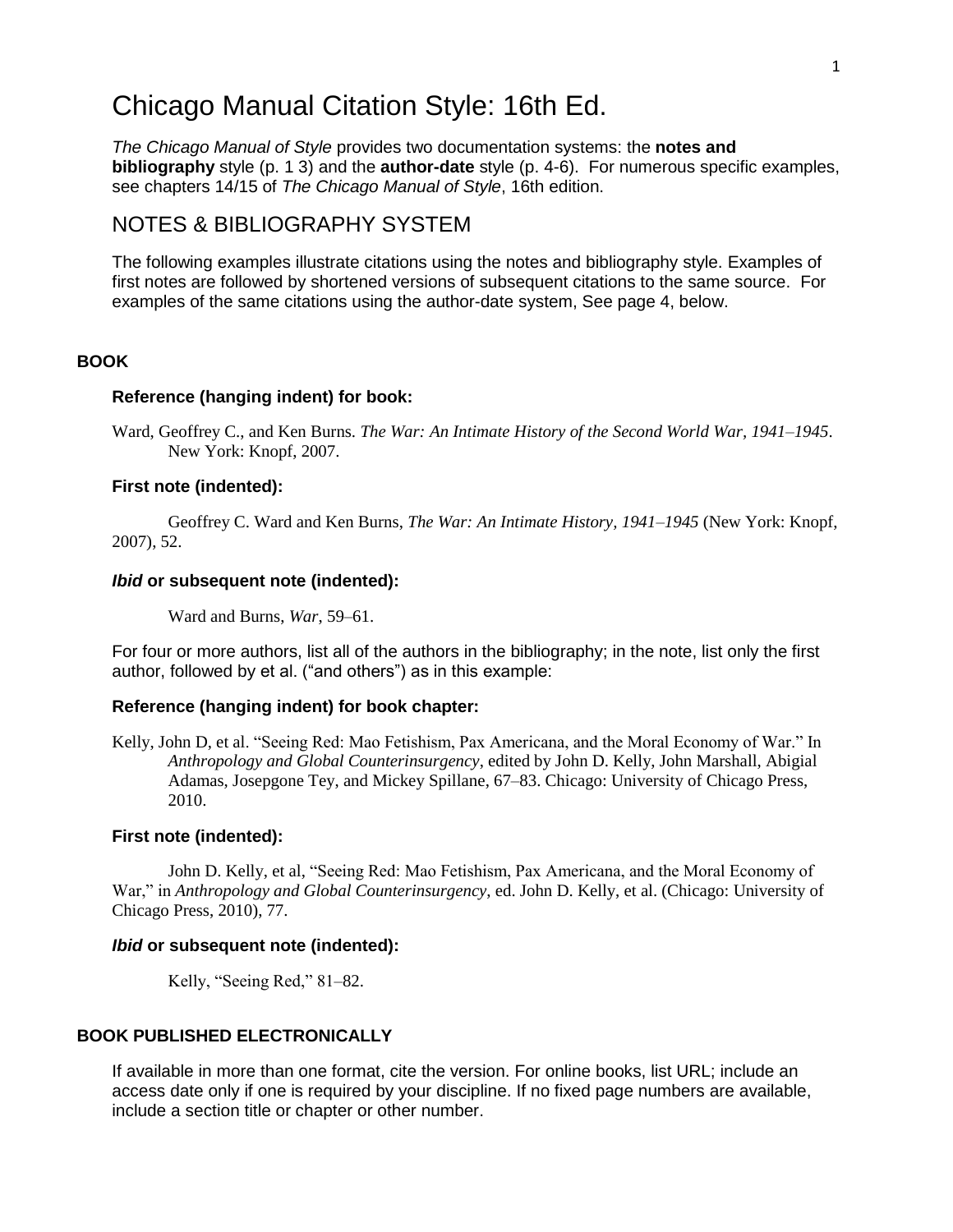# Chicago Manual Citation Style: 16th Ed.

*The Chicago Manual of Style* provides two documentation systems: the **notes and bibliography** style (p. 1 3) and the **author-date** style (p. 4-6). For numerous specific examples, see chapters 14/15 of *The Chicago Manual of Style*, 16th edition.

## NOTES & BIBLIOGRAPHY SYSTEM

The following examples illustrate citations using the notes and bibliography style. Examples of first notes are followed by shortened versions of subsequent citations to the same source. For examples of the same citations using the author-date system, See page 4, below.

### BOOK

#### Reference (hanging indent) for book:

Ward, Geoffrey C., and Ken Burns. *The War: An Intimate History of the Second World War, 1941–1945*. New York: Knopf, 2007.

#### First note (indented):

Geoffrey C. Ward and Ken Burns, *The War: An Intimate History, 1941–1945* (New York: Knopf, 2007), 52.

#### ***Ibid*** or subsequent note (indented):

Ward and Burns, *War*, 59–61.

For four or more authors, list all of the authors in the bibliography; in the note, list only the first author, followed by et al. ("and others") as in this example:

#### Reference (hanging indent) for book chapter:

Kelly, John D, et al. "Seeing Red: Mao Fetishism, Pax Americana, and the Moral Economy of War." In *Anthropology and Global Counterinsurgency*, edited by John D. Kelly, John Marshall, Abigial Adamas, Josepgone Tey, and Mickey Spillane, 67–83. Chicago: University of Chicago Press, 2010.

#### First note (indented):

John D. Kelly, et al, "Seeing Red: Mao Fetishism, Pax Americana, and the Moral Economy of War," in *Anthropology and Global Counterinsurgency*, ed. John D. Kelly, et al. (Chicago: University of Chicago Press, 2010), 77.

#### ***Ibid*** or subsequent note (indented):

Kelly, "Seeing Red," 81–82.

### BOOK PUBLISHED ELECTRONICALLY

If available in more than one format, cite the version. For online books, list URL; include an access date only if one is required by your discipline. If no fixed page numbers are available, include a section title or chapter or other number.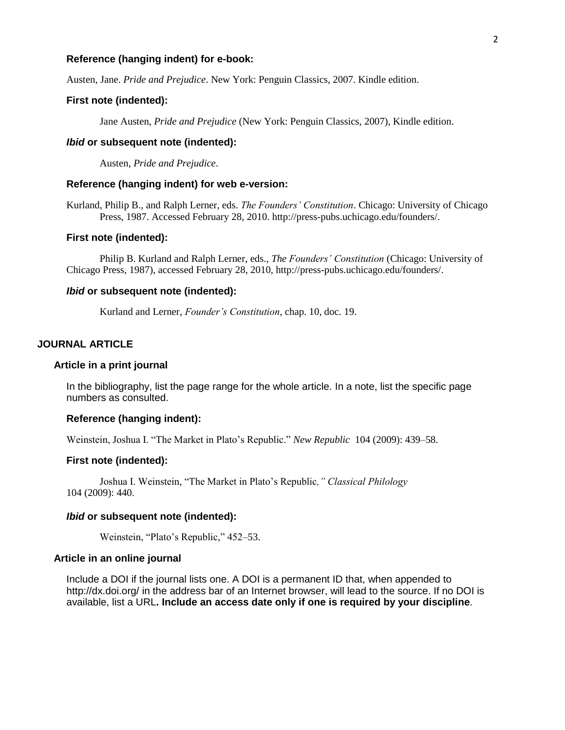**Reference (hanging indent) for e-book:**

Austen, Jane. *Pride and Prejudice*. New York: Penguin Classics, 2007. Kindle edition.

**First note (indented):**

Jane Austen, *Pride and Prejudice* (New York: Penguin Classics, 2007), Kindle edition.

***Ibid*** **or subsequent note (indented):**

Austen, *Pride and Prejudice*.

**Reference (hanging indent) for web e-version:**

Kurland, Philip B., and Ralph Lerner, eds. *The Founders' Constitution*. Chicago: University of Chicago Press, 1987. Accessed February 28, 2010. http://press-pubs.uchicago.edu/founders/.

**First note (indented):**

Philip B. Kurland and Ralph Lerner, eds., *The Founders' Constitution* (Chicago: University of Chicago Press, 1987), accessed February 28, 2010, http://press-pubs.uchicago.edu/founders/.

***Ibid*** **or subsequent note (indented):**

Kurland and Lerner, *Founder's Constitution*, chap. 10, doc. 19.

## JOURNAL ARTICLE

### Article in a print journal

In the bibliography, list the page range for the whole article. In a note, list the specific page numbers as consulted.

**Reference (hanging indent):**

Weinstein, Joshua I. "The Market in Plato's Republic." *New Republic* 104 (2009): 439–58.

**First note (indented):**

Joshua I. Weinstein, "The Market in Plato's Republic*," Classical Philology* 104 (2009): 440.

***Ibid*** **or subsequent note (indented):**

Weinstein, "Plato's Republic," 452–53.

### Article in an online journal

Include a DOI if the journal lists one. A DOI is a permanent ID that, when appended to http://dx.doi.org/ in the address bar of an Internet browser, will lead to the source. If no DOI is available, list a URL**. Include an access date only if one is required by your discipline**.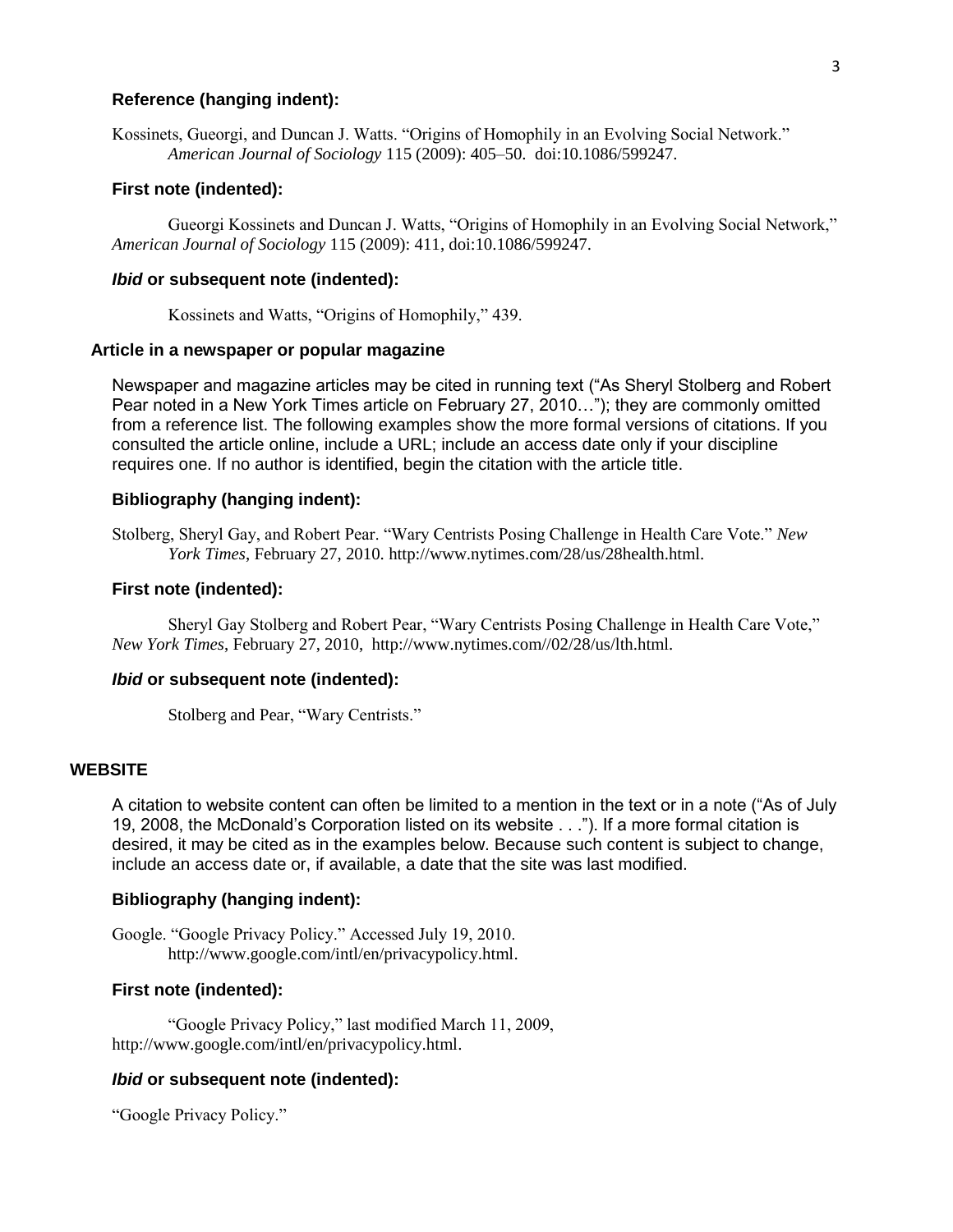#### Reference (hanging indent):

Kossinets, Gueorgi, and Duncan J. Watts. "Origins of Homophily in an Evolving Social Network." *American Journal of Sociology* 115 (2009): 405–50. doi:10.1086/599247.

#### First note (indented):

Gueorgi Kossinets and Duncan J. Watts, "Origins of Homophily in an Evolving Social Network," *American Journal of Sociology* 115 (2009): 411, doi:10.1086/599247.

#### *Ibid* or subsequent note (indented):

Kossinets and Watts, "Origins of Homophily," 439.

### Article in a newspaper or popular magazine

Newspaper and magazine articles may be cited in running text ("As Sheryl Stolberg and Robert Pear noted in a New York Times article on February 27, 2010…"); they are commonly omitted from a reference list. The following examples show the more formal versions of citations. If you consulted the article online, include a URL; include an access date only if your discipline requires one. If no author is identified, begin the citation with the article title.

#### Bibliography (hanging indent):

Stolberg, Sheryl Gay, and Robert Pear. "Wary Centrists Posing Challenge in Health Care Vote." *New York Times*, February 27, 2010. http://www.nytimes.com/28/us/28health.html.

#### First note (indented):

Sheryl Gay Stolberg and Robert Pear, "Wary Centrists Posing Challenge in Health Care Vote," *New York Times*, February 27, 2010, http://www.nytimes.com//02/28/us/lth.html.

#### *Ibid* or subsequent note (indented):

Stolberg and Pear, "Wary Centrists."

## WEBSITE

A citation to website content can often be limited to a mention in the text or in a note ("As of July 19, 2008, the McDonald's Corporation listed on its website . . ."). If a more formal citation is desired, it may be cited as in the examples below. Because such content is subject to change, include an access date or, if available, a date that the site was last modified.

#### Bibliography (hanging indent):

Google. "Google Privacy Policy." Accessed July 19, 2010. http://www.google.com/intl/en/privacypolicy.html.

#### First note (indented):

"Google Privacy Policy," last modified March 11, 2009, http://www.google.com/intl/en/privacypolicy.html.

#### *Ibid* or subsequent note (indented):

"Google Privacy Policy."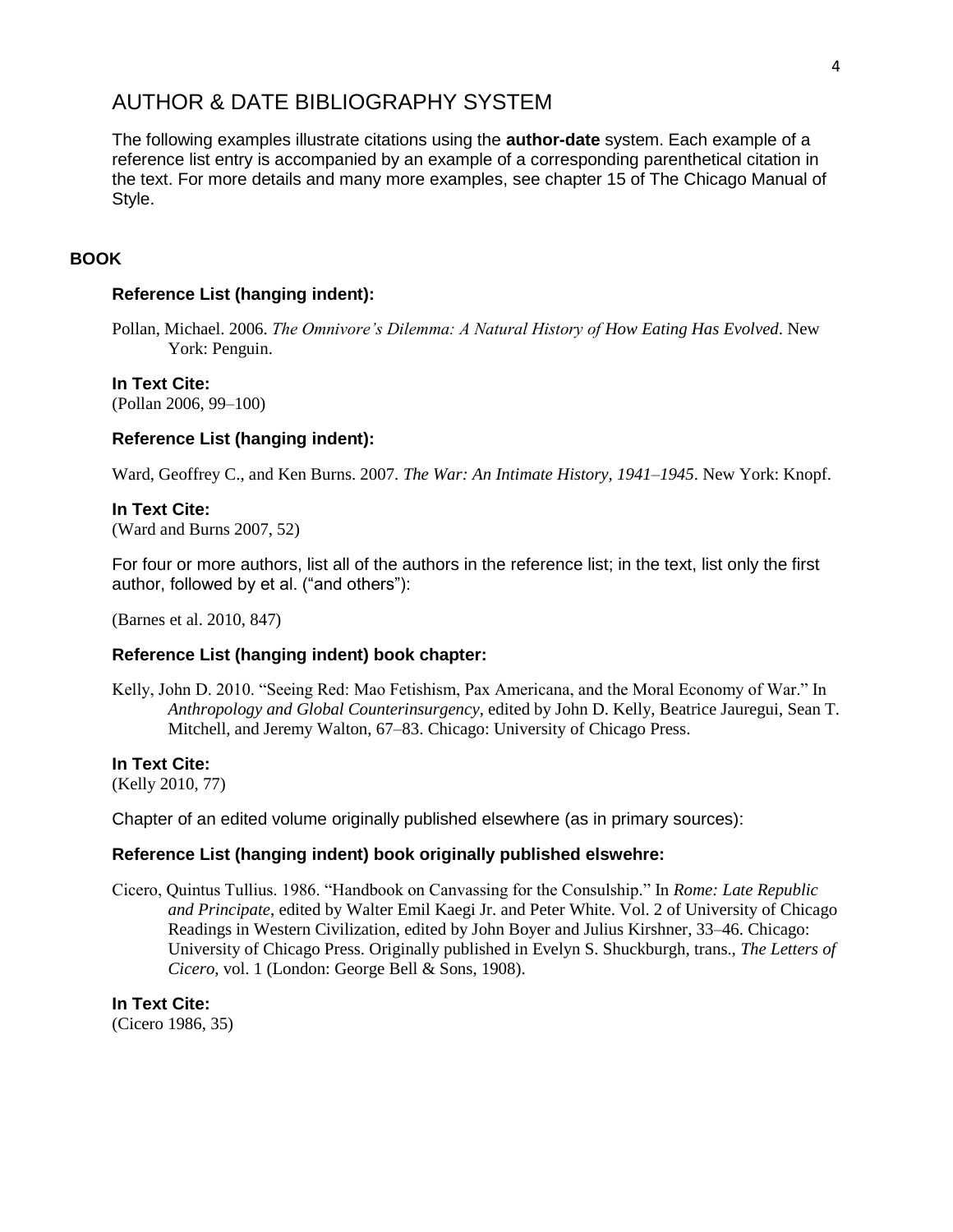# AUTHOR & DATE BIBLIOGRAPHY SYSTEM

The following examples illustrate citations using the **author-date** system. Each example of a reference list entry is accompanied by an example of a corresponding parenthetical citation in the text. For more details and many more examples, see chapter 15 of The Chicago Manual of Style.

## BOOK

### Reference List (hanging indent):

Pollan, Michael. 2006. *The Omnivore's Dilemma: A Natural History of How Eating Has Evolved*. New York: Penguin.

**In Text Cite:**
(Pollan 2006, 99–100)

### Reference List (hanging indent):

Ward, Geoffrey C., and Ken Burns. 2007. *The War: An Intimate History, 1941–1945*. New York: Knopf.

**In Text Cite:**
(Ward and Burns 2007, 52)

For four or more authors, list all of the authors in the reference list; in the text, list only the first author, followed by et al. ("and others"):

(Barnes et al. 2010, 847)

### Reference List (hanging indent) book chapter:

Kelly, John D. 2010. "Seeing Red: Mao Fetishism, Pax Americana, and the Moral Economy of War." In *Anthropology and Global Counterinsurgency*, edited by John D. Kelly, Beatrice Jauregui, Sean T. Mitchell, and Jeremy Walton, 67–83. Chicago: University of Chicago Press.

**In Text Cite:**
(Kelly 2010, 77)

Chapter of an edited volume originally published elsewhere (as in primary sources):

### Reference List (hanging indent) book originally published elswehre:

Cicero, Quintus Tullius. 1986. "Handbook on Canvassing for the Consulship." In *Rome: Late Republic and Principate*, edited by Walter Emil Kaegi Jr. and Peter White. Vol. 2 of University of Chicago Readings in Western Civilization, edited by John Boyer and Julius Kirshner, 33–46. Chicago: University of Chicago Press. Originally published in Evelyn S. Shuckburgh, trans., *The Letters of Cicero*, vol. 1 (London: George Bell & Sons, 1908).

**In Text Cite:**
(Cicero 1986, 35)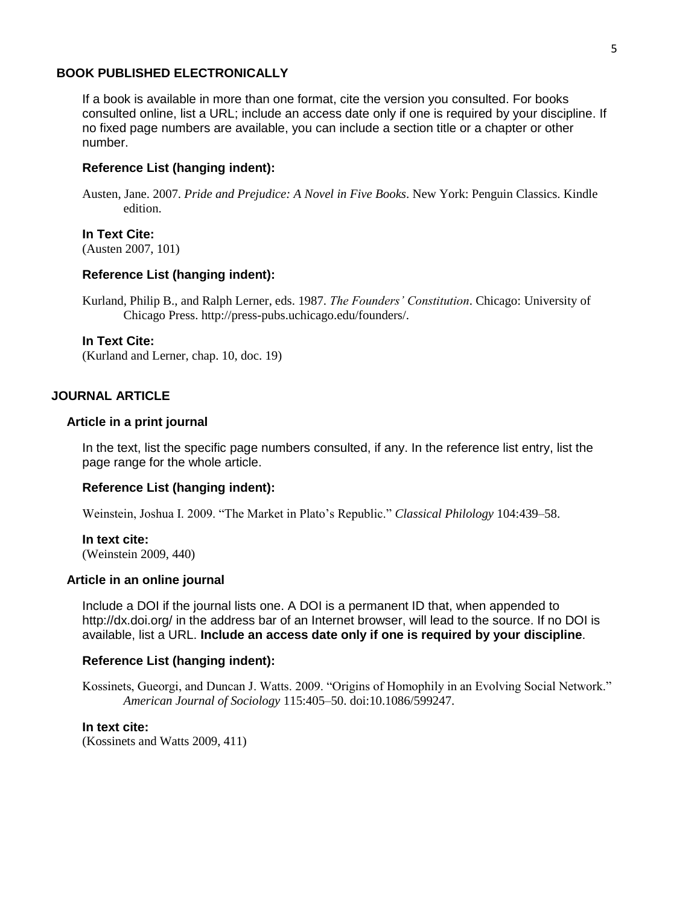## BOOK PUBLISHED ELECTRONICALLY

If a book is available in more than one format, cite the version you consulted. For books consulted online, list a URL; include an access date only if one is required by your discipline. If no fixed page numbers are available, you can include a section title or a chapter or other number.

**Reference List (hanging indent):**

Austen, Jane. 2007. *Pride and Prejudice: A Novel in Five Books*. New York: Penguin Classics. Kindle edition.

**In Text Cite:**
(Austen 2007, 101)

**Reference List (hanging indent):**

Kurland, Philip B., and Ralph Lerner, eds. 1987. *The Founders' Constitution*. Chicago: University of Chicago Press. http://press-pubs.uchicago.edu/founders/.

**In Text Cite:**
(Kurland and Lerner, chap. 10, doc. 19)

## JOURNAL ARTICLE

### Article in a print journal

In the text, list the specific page numbers consulted, if any. In the reference list entry, list the page range for the whole article.

**Reference List (hanging indent):**

Weinstein, Joshua I. 2009. "The Market in Plato's Republic." *Classical Philology* 104:439–58.

**In text cite:**
(Weinstein 2009, 440)

### Article in an online journal

Include a DOI if the journal lists one. A DOI is a permanent ID that, when appended to http://dx.doi.org/ in the address bar of an Internet browser, will lead to the source. If no DOI is available, list a URL. **Include an access date only if one is required by your discipline**.

**Reference List (hanging indent):**

Kossinets, Gueorgi, and Duncan J. Watts. 2009. "Origins of Homophily in an Evolving Social Network." *American Journal of Sociology* 115:405–50. doi:10.1086/599247.

**In text cite:**
(Kossinets and Watts 2009, 411)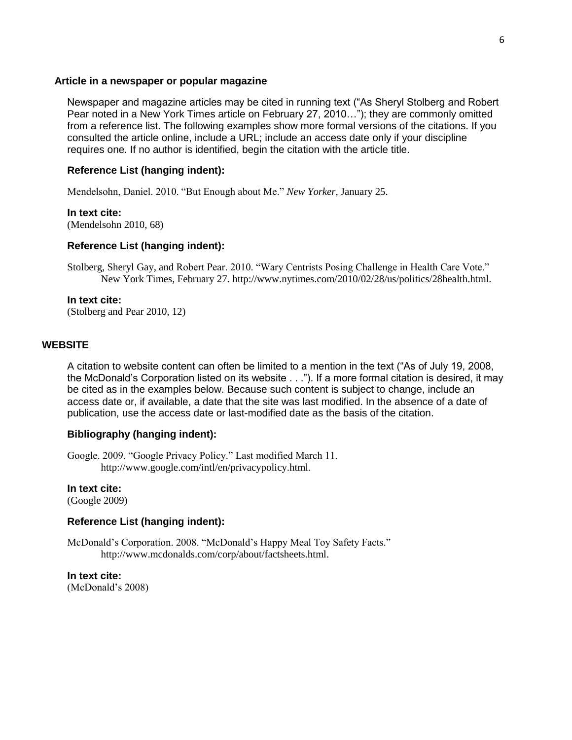### Article in a newspaper or popular magazine

Newspaper and magazine articles may be cited in running text ("As Sheryl Stolberg and Robert Pear noted in a New York Times article on February 27, 2010…"); they are commonly omitted from a reference list. The following examples show more formal versions of the citations. If you consulted the article online, include a URL; include an access date only if your discipline requires one. If no author is identified, begin the citation with the article title.

**Reference List (hanging indent):**

Mendelsohn, Daniel. 2010. "But Enough about Me." *New Yorker*, January 25.

**In text cite:**
(Mendelsohn 2010, 68)

**Reference List (hanging indent):**

Stolberg, Sheryl Gay, and Robert Pear. 2010. "Wary Centrists Posing Challenge in Health Care Vote." New York Times, February 27. http://www.nytimes.com/2010/02/28/us/politics/28health.html.

**In text cite:**
(Stolberg and Pear 2010, 12)

## WEBSITE

A citation to website content can often be limited to a mention in the text ("As of July 19, 2008, the McDonald's Corporation listed on its website . . ."). If a more formal citation is desired, it may be cited as in the examples below. Because such content is subject to change, include an access date or, if available, a date that the site was last modified. In the absence of a date of publication, use the access date or last-modified date as the basis of the citation.

**Bibliography (hanging indent):**

Google. 2009. "Google Privacy Policy." Last modified March 11. http://www.google.com/intl/en/privacypolicy.html.

**In text cite:**
(Google 2009)

**Reference List (hanging indent):**

McDonald's Corporation. 2008. "McDonald's Happy Meal Toy Safety Facts." http://www.mcdonalds.com/corp/about/factsheets.html.

**In text cite:**
(McDonald's 2008)